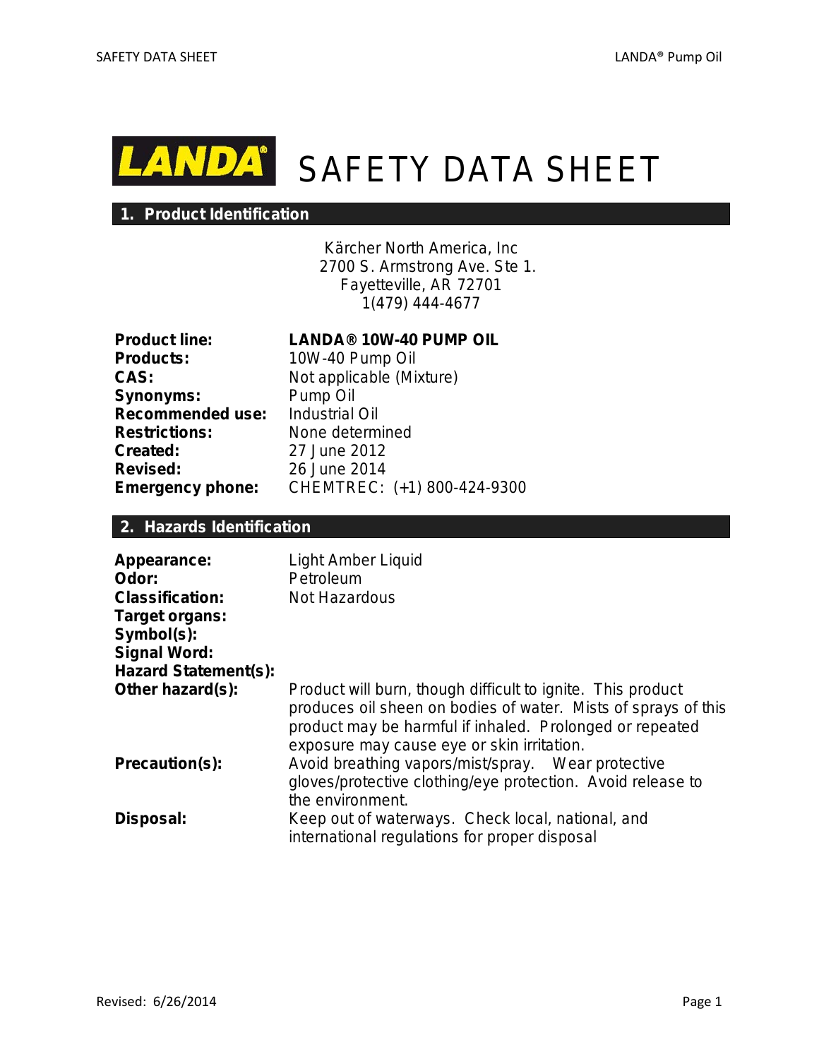# LANDA® SAFETY DATA SHEET

## 1. Product Identification

Kärcher North America, Inc
2700 S. Armstrong Ave. Ste 1.
Fayetteville, AR 72701
1(479) 444-4677

**Product line:** **LANDA® 10W-40 PUMP OIL**
**Products:** 10W-40 Pump Oil
**CAS:** Not applicable (Mixture)
**Synonyms:** Pump Oil
**Recommended use:** Industrial Oil
**Restrictions:** None determined
**Created:** 27 June 2012
**Revised:** 26 June 2014
**Emergency phone:** CHEMTREC: (+1) 800-424-9300

## 2. Hazards Identification

**Appearance:** Light Amber Liquid
**Odor:** Petroleum
**Classification:** Not Hazardous
**Target organs:**
**Symbol(s):**
**Signal Word:**
**Hazard Statement(s):**
**Other hazard(s):** Product will burn, though difficult to ignite. This product produces oil sheen on bodies of water. Mists of sprays of this product may be harmful if inhaled. Prolonged or repeated exposure may cause eye or skin irritation.
**Precaution(s):** Avoid breathing vapors/mist/spray. Wear protective gloves/protective clothing/eye protection. Avoid release to the environment.
**Disposal:** Keep out of waterways. Check local, national, and international regulations for proper disposal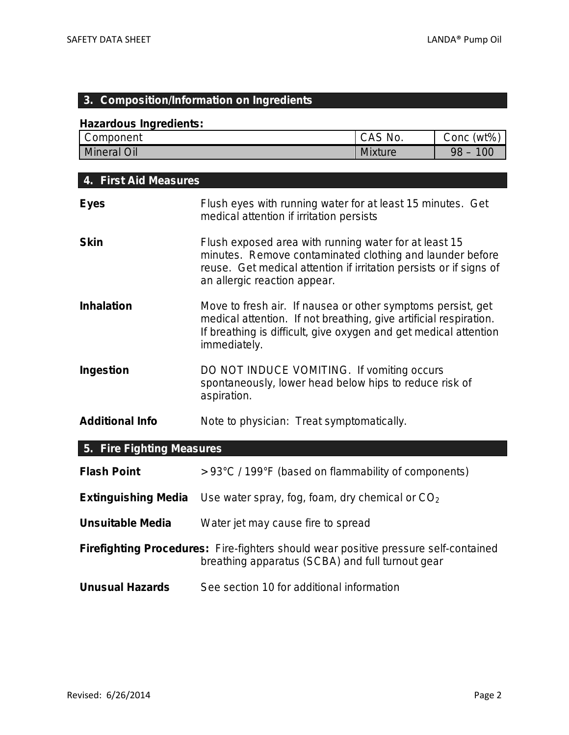## 3. Composition/Information on Ingredients

**Hazardous Ingredients:**

| Component | CAS No. | Conc (wt%) |
|---|---|---|
| Mineral Oil | Mixture | 98 – 100 |

## 4. First Aid Measures

**Eyes** Flush eyes with running water for at least 15 minutes. Get medical attention if irritation persists

**Skin** Flush exposed area with running water for at least 15 minutes. Remove contaminated clothing and launder before reuse. Get medical attention if irritation persists or if signs of an allergic reaction appear.

**Inhalation** Move to fresh air. If nausea or other symptoms persist, get medical attention. If not breathing, give artificial respiration. If breathing is difficult, give oxygen and get medical attention immediately.

**Ingestion** DO NOT INDUCE VOMITING. If vomiting occurs spontaneously, lower head below hips to reduce risk of aspiration.

**Additional Info** Note to physician: Treat symptomatically.

## 5. Fire Fighting Measures

**Flash Point** > 93°C / 199°F (based on flammability of components)

**Extinguishing Media** Use water spray, fog, foam, dry chemical or $CO_2$

**Unsuitable Media** Water jet may cause fire to spread

**Firefighting Procedures:** Fire-fighters should wear positive pressure self-contained breathing apparatus (SCBA) and full turnout gear

**Unusual Hazards** See section 10 for additional information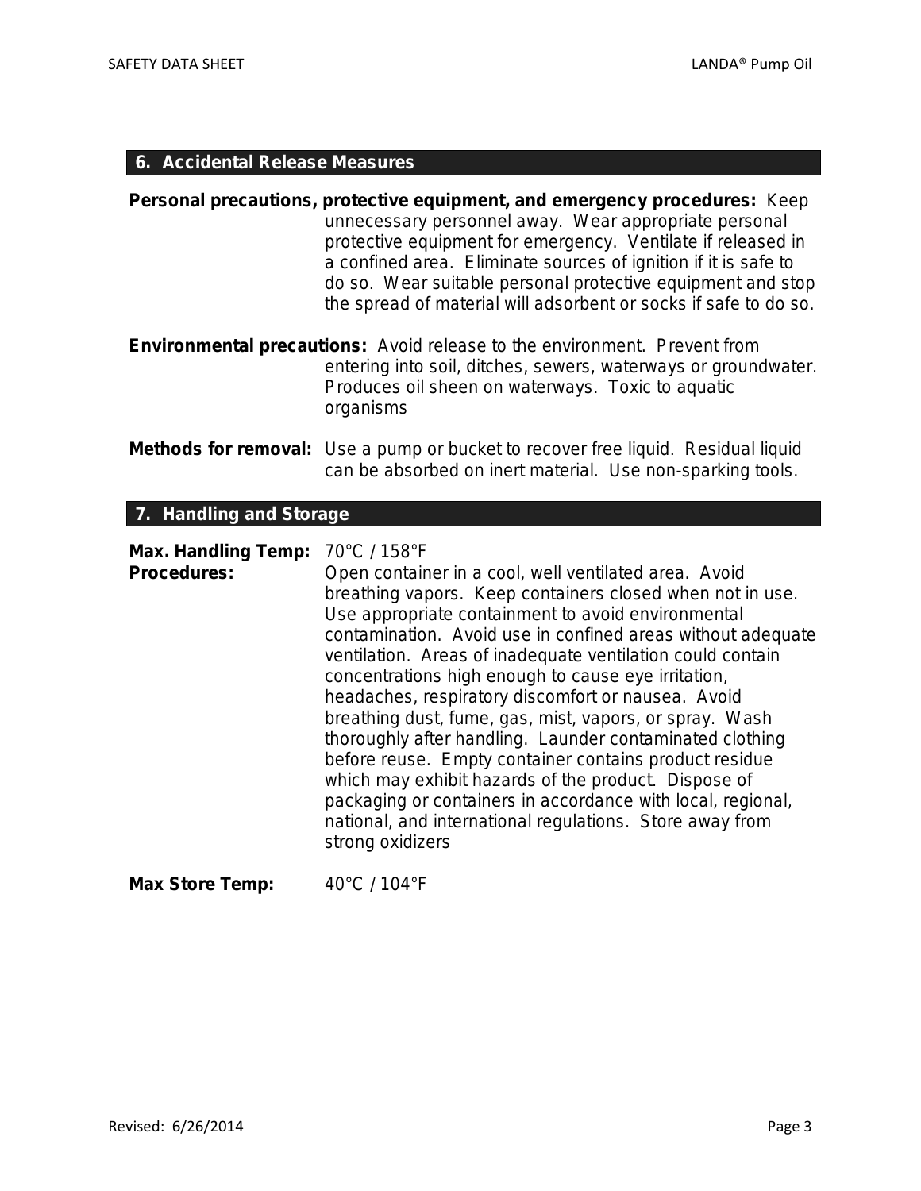## 6. Accidental Release Measures

**Personal precautions, protective equipment, and emergency procedures:** Keep unnecessary personnel away. Wear appropriate personal protective equipment for emergency. Ventilate if released in a confined area. Eliminate sources of ignition if it is safe to do so. Wear suitable personal protective equipment and stop the spread of material will adsorbent or socks if safe to do so.

**Environmental precautions:** Avoid release to the environment. Prevent from entering into soil, ditches, sewers, waterways or groundwater. Produces oil sheen on waterways. Toxic to aquatic organisms

**Methods for removal:** Use a pump or bucket to recover free liquid. Residual liquid can be absorbed on inert material. Use non-sparking tools.

## 7. Handling and Storage

**Max. Handling Temp:** 70°C / 158°F

**Procedures:** Open container in a cool, well ventilated area. Avoid breathing vapors. Keep containers closed when not in use. Use appropriate containment to avoid environmental contamination. Avoid use in confined areas without adequate ventilation. Areas of inadequate ventilation could contain concentrations high enough to cause eye irritation, headaches, respiratory discomfort or nausea. Avoid breathing dust, fume, gas, mist, vapors, or spray. Wash thoroughly after handling. Launder contaminated clothing before reuse. Empty container contains product residue which may exhibit hazards of the product. Dispose of packaging or containers in accordance with local, regional, national, and international regulations. Store away from strong oxidizers

**Max Store Temp:** 40°C / 104°F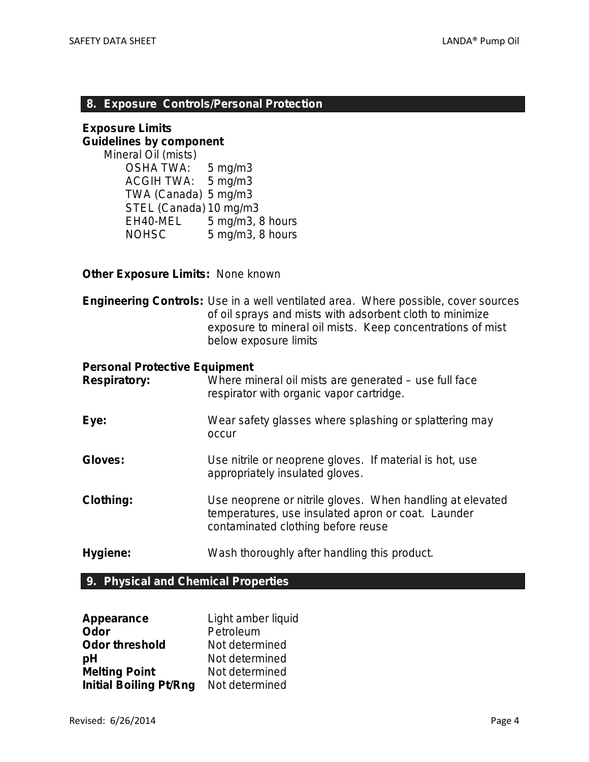## 8. Exposure Controls/Personal Protection

**Exposure Limits**
**Guidelines by component**

Mineral Oil (mists)

| | |
|---|---|
| OSHA TWA: | 5 mg/m3 |
| ACGIH TWA: | 5 mg/m3 |
| TWA (Canada) | 5 mg/m3 |
| STEL (Canada) | 10 mg/m3 |
| EH40-MEL | 5 mg/m3, 8 hours |
| NOHSC | 5 mg/m3, 8 hours |

**Other Exposure Limits:** None known

**Engineering Controls:** Use in a well ventilated area. Where possible, cover sources of oil sprays and mists with adsorbent cloth to minimize exposure to mineral oil mists. Keep concentrations of mist below exposure limits

**Personal Protective Equipment**

**Respiratory:** Where mineral oil mists are generated – use full face respirator with organic vapor cartridge.

**Eye:** Wear safety glasses where splashing or splattering may occur

**Gloves:** Use nitrile or neoprene gloves. If material is hot, use appropriately insulated gloves.

**Clothing:** Use neoprene or nitrile gloves. When handling at elevated temperatures, use insulated apron or coat. Launder contaminated clothing before reuse

**Hygiene:** Wash thoroughly after handling this product.

## 9. Physical and Chemical Properties

| | |
|---|---|
| **Appearance** | Light amber liquid |
| **Odor** | Petroleum |
| **Odor threshold** | Not determined |
| **pH** | Not determined |
| **Melting Point** | Not determined |
| **Initial Boiling Pt/Rng** | Not determined |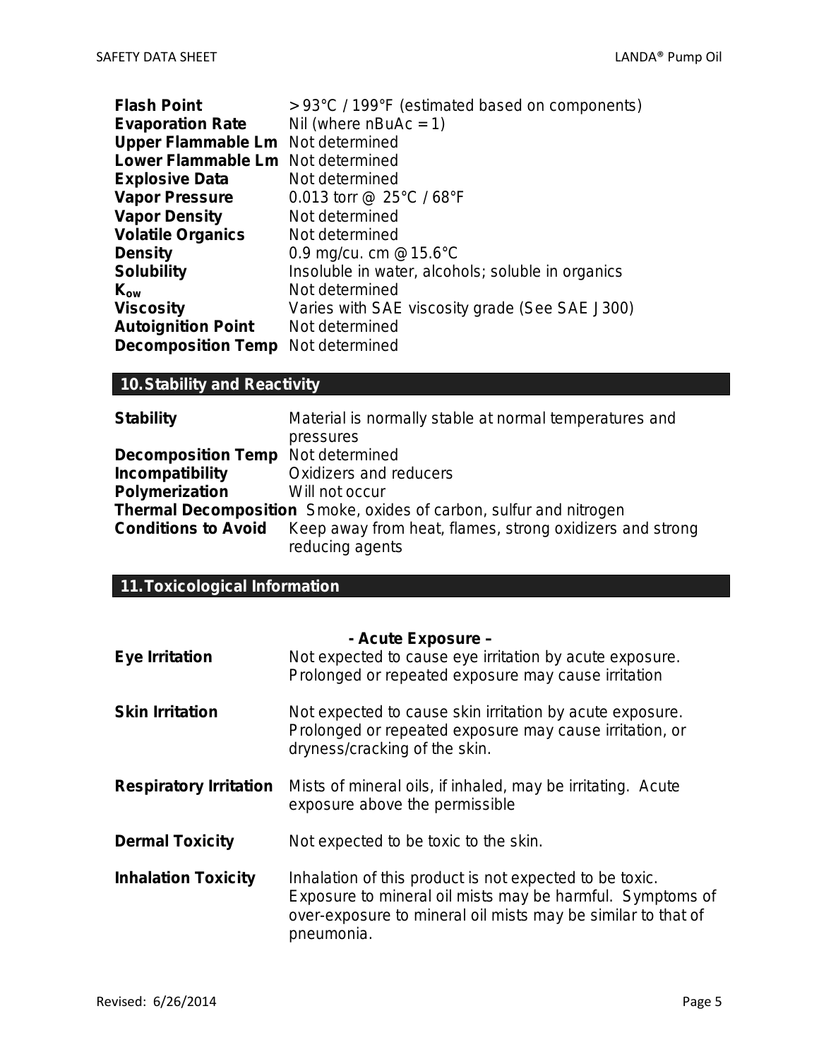| | |
|---|---|
| **Flash Point** | > 93°C / 199°F (estimated based on components) |
| **Evaporation Rate** | Nil (where nBuAc = 1) |
| **Upper Flammable Lm** | Not determined |
| **Lower Flammable Lm** | Not determined |
| **Explosive Data** | Not determined |
| **Vapor Pressure** | 0.013 torr @ 25°C / 68°F |
| **Vapor Density** | Not determined |
| **Volatile Organics** | Not determined |
| **Density** | 0.9 mg/cu. cm @ 15.6°C |
| **Solubility** | Insoluble in water, alcohols; soluble in organics |
| **$K_{ow}$** | Not determined |
| **Viscosity** | Varies with SAE viscosity grade (See SAE J300) |
| **Autoignition Point** | Not determined |
| **Decomposition Temp** | Not determined |

## 10. Stability and Reactivity

| | |
|---|---|
| **Stability** | Material is normally stable at normal temperatures and pressures |
| **Decomposition Temp** | Not determined |
| **Incompatibility** | Oxidizers and reducers |
| **Polymerization** | Will not occur |
| **Thermal Decomposition** | Smoke, oxides of carbon, sulfur and nitrogen |
| **Conditions to Avoid** | Keep away from heat, flames, strong oxidizers and strong reducing agents |

## 11. Toxicological Information

**- Acute Exposure –**

| | |
|---|---|
| **Eye Irritation** | Not expected to cause eye irritation by acute exposure. Prolonged or repeated exposure may cause irritation |
| **Skin Irritation** | Not expected to cause skin irritation by acute exposure. Prolonged or repeated exposure may cause irritation, or dryness/cracking of the skin. |
| **Respiratory Irritation** | Mists of mineral oils, if inhaled, may be irritating. Acute exposure above the permissible |
| **Dermal Toxicity** | Not expected to be toxic to the skin. |
| **Inhalation Toxicity** | Inhalation of this product is not expected to be toxic. Exposure to mineral oil mists may be harmful. Symptoms of over-exposure to mineral oil mists may be similar to that of pneumonia. |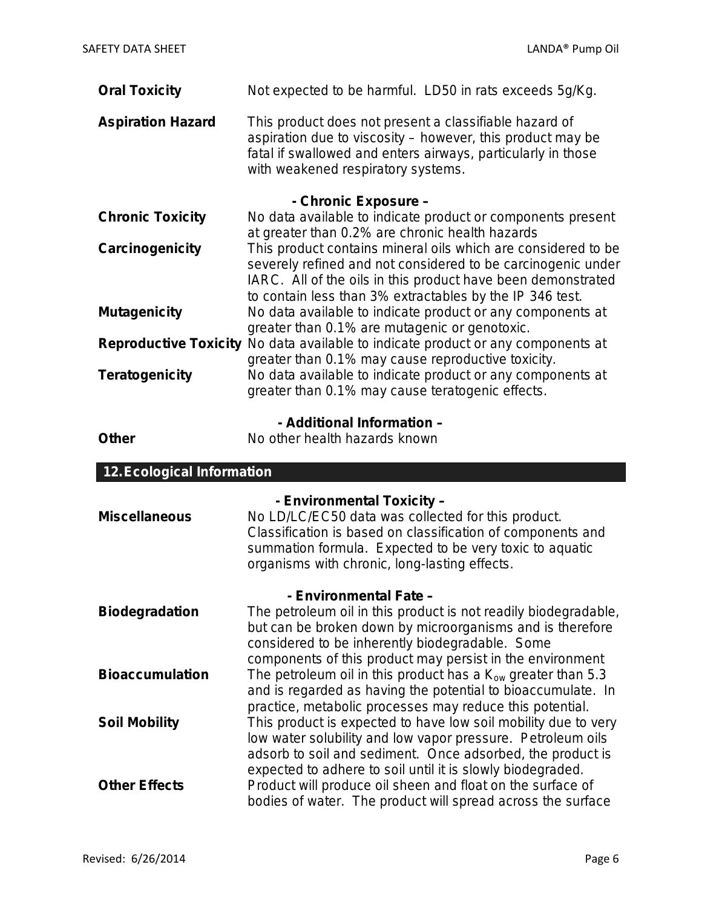**Oral Toxicity** Not expected to be harmful. LD50 in rats exceeds 5g/Kg.

**Aspiration Hazard** This product does not present a classifiable hazard of aspiration due to viscosity – however, this product may be fatal if swallowed and enters airways, particularly in those with weakened respiratory systems.

**- Chronic Exposure –**

**Chronic Toxicity** No data available to indicate product or components present at greater than 0.2% are chronic health hazards

**Carcinogenicity** This product contains mineral oils which are considered to be severely refined and not considered to be carcinogenic under IARC. All of the oils in this product have been demonstrated to contain less than 3% extractables by the IP 346 test.

**Mutagenicity** No data available to indicate product or any components at greater than 0.1% are mutagenic or genotoxic.

**Reproductive Toxicity** No data available to indicate product or any components at greater than 0.1% may cause reproductive toxicity.

**Teratogenicity** No data available to indicate product or any components at greater than 0.1% may cause teratogenic effects.

**- Additional Information –**

**Other** No other health hazards known

## 12. Ecological Information

**- Environmental Toxicity –**

**Miscellaneous** No LD/LC/EC50 data was collected for this product. Classification is based on classification of components and summation formula. Expected to be very toxic to aquatic organisms with chronic, long-lasting effects.

**- Environmental Fate –**

**Biodegradation** The petroleum oil in this product is not readily biodegradable, but can be broken down by microorganisms and is therefore considered to be inherently biodegradable. Some components of this product may persist in the environment

**Bioaccumulation** The petroleum oil in this product has a $K_{ow}$ greater than 5.3 and is regarded as having the potential to bioaccumulate. In practice, metabolic processes may reduce this potential.

**Soil Mobility** This product is expected to have low soil mobility due to very low water solubility and low vapor pressure. Petroleum oils adsorb to soil and sediment. Once adsorbed, the product is expected to adhere to soil until it is slowly biodegraded.

**Other Effects** Product will produce oil sheen and float on the surface of bodies of water. The product will spread across the surface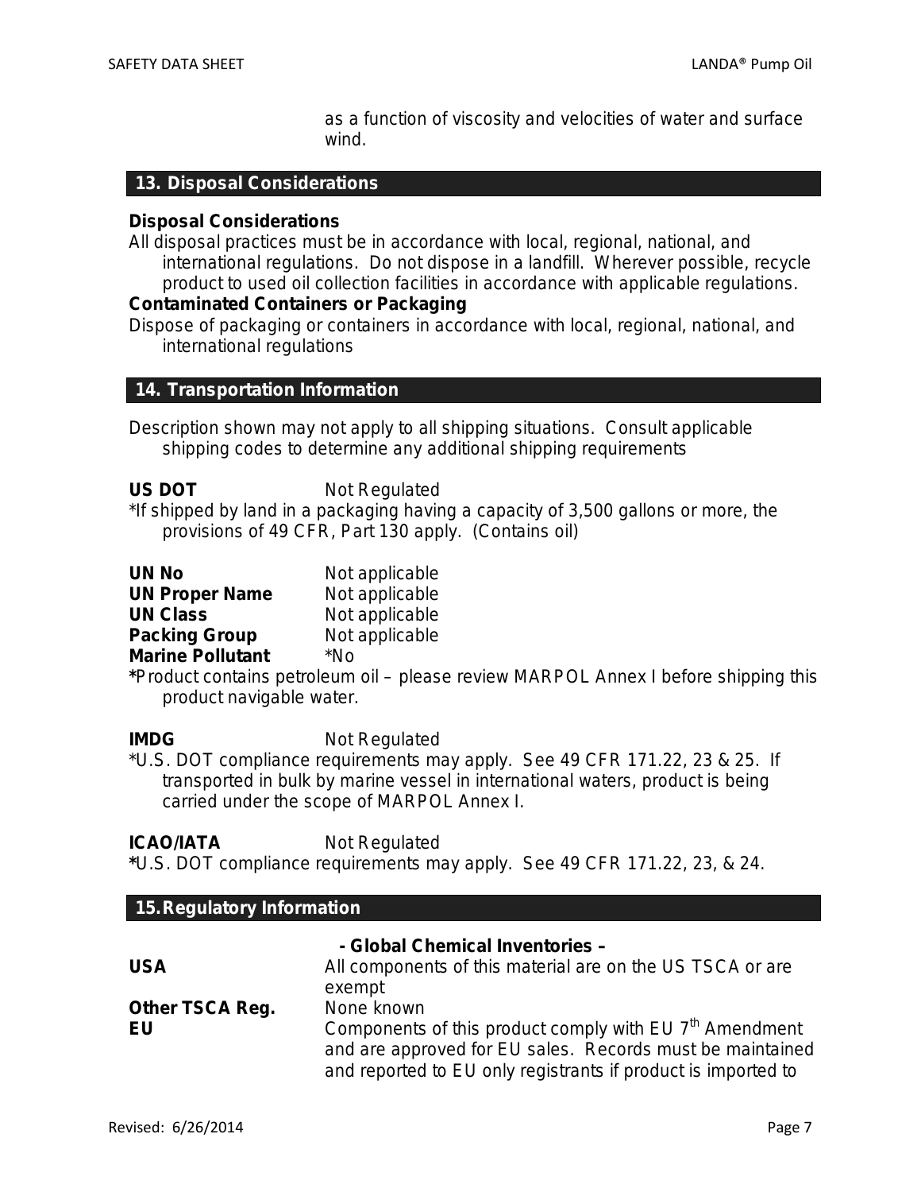as a function of viscosity and velocities of water and surface wind.

## 13. Disposal Considerations

**Disposal Considerations**

All disposal practices must be in accordance with local, regional, national, and international regulations. Do not dispose in a landfill. Wherever possible, recycle product to used oil collection facilities in accordance with applicable regulations.

**Contaminated Containers or Packaging**

Dispose of packaging or containers in accordance with local, regional, national, and international regulations

## 14. Transportation Information

Description shown may not apply to all shipping situations. Consult applicable shipping codes to determine any additional shipping requirements

**US DOT** Not Regulated

*If shipped by land in a packaging having a capacity of 3,500 gallons or more, the provisions of 49 CFR, Part 130 apply. (Contains oil)

**UN No** Not applicable
**UN Proper Name** Not applicable
**UN Class** Not applicable
**Packing Group** Not applicable
**Marine Pollutant** *No

***Product contains petroleum oil – please review MARPOL Annex I before shipping this product navigable water.

**IMDG** Not Regulated

*U.S. DOT compliance requirements may apply. See 49 CFR 171.22, 23 & 25. If transported in bulk by marine vessel in international waters, product is being carried under the scope of MARPOL Annex I.

**ICAO/IATA** Not Regulated

***U.S. DOT compliance requirements may apply. See 49 CFR 171.22, 23, & 24.

## 15. Regulatory Information

**- Global Chemical Inventories –**

**USA** All components of this material are on the US TSCA or are exempt

**Other TSCA Reg.** None known

**EU** Components of this product comply with EU 7th Amendment and are approved for EU sales. Records must be maintained and reported to EU only registrants if product is imported to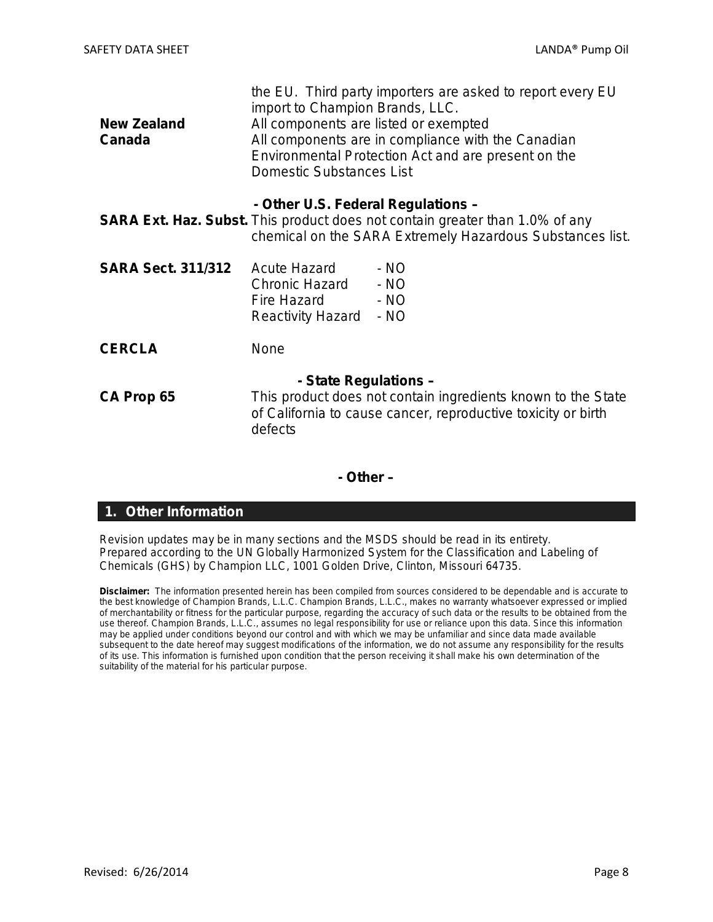| | |
|---|---|
| | the EU. Third party importers are asked to report every EU import to Champion Brands, LLC. |
| **New Zealand** | All components are listed or exempted |
| **Canada** | All components are in compliance with the Canadian Environmental Protection Act and are present on the Domestic Substances List |

**- Other U.S. Federal Regulations –**

**SARA Ext. Haz. Subst.** This product does not contain greater than 1.0% of any chemical on the SARA Extremely Hazardous Substances list.

| | | |
|---|---|---|
| **SARA Sect. 311/312** | Acute Hazard | - NO |
| | Chronic Hazard | - NO |
| | Fire Hazard | - NO |
| | Reactivity Hazard | - NO |

**CERCLA** None

**- State Regulations –**

**CA Prop 65** This product does not contain ingredients known to the State of California to cause cancer, reproductive toxicity or birth defects

**- Other –**

## 1. Other Information

Revision updates may be in many sections and the MSDS should be read in its entirety.
Prepared according to the UN Globally Harmonized System for the Classification and Labeling of Chemicals (GHS) by Champion LLC, 1001 Golden Drive, Clinton, Missouri 64735.

**Disclaimer:** The information presented herein has been compiled from sources considered to be dependable and is accurate to the best knowledge of Champion Brands, L.L.C. Champion Brands, L.L.C., makes no warranty whatsoever expressed or implied of merchantability or fitness for the particular purpose, regarding the accuracy of such data or the results to be obtained from the use thereof. Champion Brands, L.L.C., assumes no legal responsibility for use or reliance upon this data. Since this information may be applied under conditions beyond our control and with which we may be unfamiliar and since data made available subsequent to the date hereof may suggest modifications of the information, we do not assume any responsibility for the results of its use. This information is furnished upon condition that the person receiving it shall make his own determination of the suitability of the material for his particular purpose.